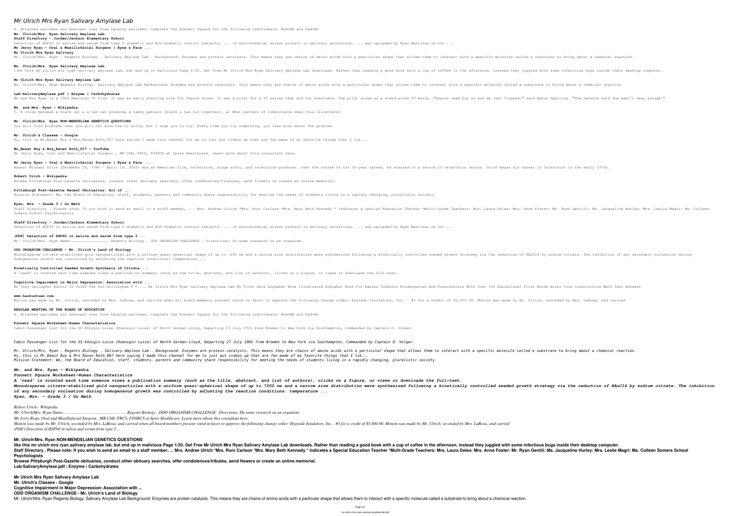# Mr Ulrich Mrs Ryan Salivary Amylase Lab

4. Attached earlobes are dominant over free hanging earlobes. Complete the Punnett Square for the following individuals: Mom=BB and Dad=bb

**Mr. Ulrich/Mrs. Ryan Salivary Amylase Lab**

**Staff Directory - Jordan/Jackson Elementary School**

Detection of HSP60 in saliva and serum from type 2 diabetic and Non-diabetic control subjects. ... of mitochondrial stress protein in salivary secretions. ... was uploaded by Ryan Martinus on Oct ...

**Mr Jerry Ryan - Oral & Maxillofacial Surgeon | Eyes & Face ...**

**Mr Ulrich Mrs Ryan Salivary**

Mr. Ulrich/Mrs. Ryan . Regents Biology . Salivary Amylase Lab . Background: Enzymes are protein catalysts. This means they are chains of amino acids with a particular shape that allows them to interact with a specific molecule called a substrate to bring about a chemical reaction.

**Mr. Ulrich/Mrs. Ryan Salivary Amylase Lab**

like this mr ulrich mrs ryan salivary amylase lab, but end up in malicious Page 1/20. Get Free Mr Ulrich Mrs Ryan Salivary Amylase Lab downloads. Rather than reading a good book with a cup of coffee in the afternoon, instead they juggled with some infectious bugs inside their desktop computer.

**Mr Ulrich Mrs Ryan Salivary Amylase Lab**

Mr. Ulrich/Mrs. Ryan Regents Biology. Salivary Amylase Lab Background: Enzymes are protein catalysts. This means they are chains of amino acids with a particular shape that allows them to interact with a specific molecule called a substrate to bring about a chemical reaction.

**Lab-SalivaryAmylase.pdf | Enzyme | Carbohydrates**

Mr and Mrs Ryan is a 1986 American TV film. It was an early starring role for Sharon Stone. It was a pilot for a TV series that did not eventuate. The pilot aired as a stand-alone TV movie. "Sharon read for us and we just flipped," said Aaron Spelling. "The network said she wasn't sexy enough."

**Mr. and Mrs. Ryan - Wikipedia**

5. A cross between a black cat & a tan cat produces a tabby pattern (black & tan fur together). a) What pattern of inheritance does this illustrate?

**Mr. Ulrich/Mrs. Ryan NON-MENDELIAN GENETICS QUESTIONS**

You will find problems that you will not know how to solve, but I urge you to try. Every time you try something, you lean more about the problem.

**Mr. Ulrich's Classes - Google**

Hi, this is Mr_Beast Boy & Mrs_Raven Roth_007 here saying I made this channel for me to just put videos up that are fan made of my favorite things that I lik...

**Mr_Beast Boy & Mrs_Raven Roth_007 - YouTube**

Mr Jerry Ryan, Oral and Maxillofacial Surgeon , MB ChB, FRCS, FDSRCS at Spire Healthcare. Learn more about this consultant here.

**Mr Jerry Ryan - Oral & Maxillofacial Surgeon | Eyes & Face ...**

Robert Michael Urich (December 19, 1946 – April 16, 2002) was an American film, television, stage actor, and television producer. Over the course of his 30-year career, he starred in a record 15 television series. Urich began his career in television in the early 1970s.

**Robert Urich - Wikipedia**

Browse Pittsburgh Post-Gazette obituaries, conduct other obituary searches, offer condolences/tributes, send flowers or create an online memorial.

**Pittsburgh Post-Gazette Recent Obituaries: All of ...**

Mission Statement: We, the Board of Education, staff, students, parents and community share responsibility for meeting the needs of students living in a rapidly changing, pluralistic society.

**Ryan, Mrs. - Grade 3 / Go Math**

Staff Directory . Please note: If you wish to send an email to a staff member, ... Mrs. Andree Ulrich \*Mrs. Roni Carlson \*Mrs. Mary Beth Kennedy \* Indicates a Special Education Teacher \*Multi-Grade Teachers: Mrs. Laura Delea: Mrs. Anne Foster: Mr. Ryan Gentili: Ms. Jacqueline Hurley: Mrs. Leslie Magri: Ms. Colleen Somers School Psychologists

**Staff Directory - Jordan/Jackson Elementary School**

Detection of HSP60 in saliva and serum from type 2 diabetic and Non-diabetic control subjects. ... of mitochondrial stress protein in salivary secretions. ... was uploaded by Ryan Martinus on Oct ...

**(PDF) Detection of HSP60 in saliva and serum from type 2 ...**

Mr. Ulrich/Mrs. Ryan Name:………………………………………. Regents Biology . ODD ORGANISM CHALLENGE . Directions: Do some research on an organism.

**ODD ORGANISM CHALLENGE - Mr. Ulrich's Land of Biology**

Monodisperse citrate-stabilized gold nanoparticles with a uniform quasi-spherical shape of up to ~200 nm and a narrow size distribution were synthesized following a kinetically controlled seeded growth strategy via the reduction of $HAuCl_4$ by sodium citrate. The inhibition of any secondary nucleation during homogeneous growth was controlled by adjusting the reaction conditions: temperature ...

**Kinetically Controlled Seeded Growth Synthesis of Citrate ...**

A 'read' is counted each time someone views a publication summary (such as the title, abstract, and list of authors), clicks on a figure, or views or downloads the full-text.

**Cognitive Impairment in Major Depression: Association with ...**

Mr Tony Gallagher Editor In Chief The Sun Gillingham F C ... Mr Ulrich Mrs Ryan Salivary Amylase Lab My First Abcs Alphabet Book Illustrated Alphabet Book For Babies Toddlers Kindergarten And Preschoolers With Over 100 Educational First Words Nccer Core Construction Math Test Answers

**www.haohuotuan.com**

Motion was made by Mr. Ulrich, seconded by Mrs. LaRosa, and carried when all board members present voted in favor to approve the following change order: Hygrade Insulators, Inc. - #1 for a credit of $5,000.00. Motion was made by Mr. Ulrich, seconded by Mrs. LaRosa, and carried

**REGULAR MEETING OF THE BOARD OF EDUCATION**

4. Attached earlobes are dominant over free hanging earlobes. Complete the Punnett Square for the following individuals: Mom=BB and Dad=bb

**Punnett Square Worksheet-Human Characteristics**

Cabin Passenger List for the SS Königin Luise (Koenigin Luise) of North German Lloyd, Departing 27 July 1901 from Bremen to New York via Southampton, Commanded by Captain O. Volger.

*Cabin Passenger List for the SS Königin Luise (Koenigin Luise) of North German Lloyd, Departing 27 July 1901 from Bremen to New York via Southampton, Commanded by Captain O. Volger.*

*Mr. Ulrich/Mrs. Ryan . Regents Biology . Salivary Amylase Lab . Background: Enzymes are protein catalysts. This means they are chains of amino acids with a particular shape that allows them to interact with a specific molecule called a substrate to bring about a chemical reaction.*
*Hi, this is Mr_Beast Boy & Mrs_Raven Roth_007 here saying I made this channel for me to just put videos up that are fan made of my favorite things that I lik...*
*Mission Statement: We, the Board of Education, staff, students, parents and community share responsibility for meeting the needs of students living in a rapidly changing, pluralistic society.*

***Mr. and Mrs. Ryan - Wikipedia***

***Punnett Square Worksheet-Human Characteristics***

***A 'read' is counted each time someone views a publication summary (such as the title, abstract, and list of authors), clicks on a figure, or views or downloads the full-text.***
***Monodisperse citrate-stabilized gold nanoparticles with a uniform quasi-spherical shape of up to ?200 nm and a narrow size distribution were synthesized following a kinetically controlled seeded growth strategy via the reduction of $HAuCl_4$ by sodium citrate. The inhibition of any secondary nucleation during homogeneous growth was controlled by adjusting the reaction conditions: temperature ...***
***Ryan, Mrs. - Grade 3 / Go Math***

*Robert Urich - Wikipedia*

*Mr. Ulrich/Mrs. Ryan Name:………………………………………. Regents Biology . ODD ORGANISM CHALLENGE . Directions: Do some research on an organism.*
*Mr Jerry Ryan, Oral and Maxillofacial Surgeon , MB ChB, FRCS, FDSRCS at Spire Healthcare. Learn more about this consultant here.*
*Motion was made by Mr. Ulrich, seconded by Mrs. LaRosa, and carried when all board members present voted in favor to approve the following change order: Hygrade Insulators, Inc. - #1 for a credit of $5,000.00. Motion was made by Mr. Ulrich, seconded by Mrs. LaRosa, and carried*
*(PDF) Detection of HSP60 in saliva and serum from type 2 ...*

**Mr. Ulrich/Mrs. Ryan NON-MENDELIAN GENETICS QUESTIONS**

**like this mr ulrich mrs ryan salivary amylase lab, but end up in malicious Page 1/20. Get Free Mr Ulrich Mrs Ryan Salivary Amylase Lab downloads. Rather than reading a good book with a cup of coffee in the afternoon, instead they juggled with some infectious bugs inside their desktop computer.**
**Staff Directory . Please note: If you wish to send an email to a staff member, ... Mrs. Andree Ulrich \*Mrs. Roni Carlson \*Mrs. Mary Beth Kennedy \* Indicates a Special Education Teacher \*Multi-Grade Teachers: Mrs. Laura Delea: Mrs. Anne Foster: Mr. Ryan Gentili: Ms. Jacqueline Hurley: Mrs. Leslie Magri: Ms. Colleen Somers School Psychologists**
**Browse Pittsburgh Post-Gazette obituaries, conduct other obituary searches, offer condolences/tributes, send flowers or create an online memorial.**
**Lab-SalivaryAmylase.pdf | Enzyme | Carbohydrates**

**Mr Ulrich Mrs Ryan Salivary Amylase Lab**
**Mr. Ulrich's Classes - Google**
**Cognitive Impairment in Major Depression: Association with ...**
**ODD ORGANISM CHALLENGE - Mr. Ulrich's Land of Biology**
Mr. Ulrich/Mrs. Ryan Regents Biology. Salivary Amylase Lab Background: Enzymes are protein catalysts. This means they are chains of amino acids with a particular shape that allows them to interact with a specific molecule called a substrate to bring about a chemical reaction.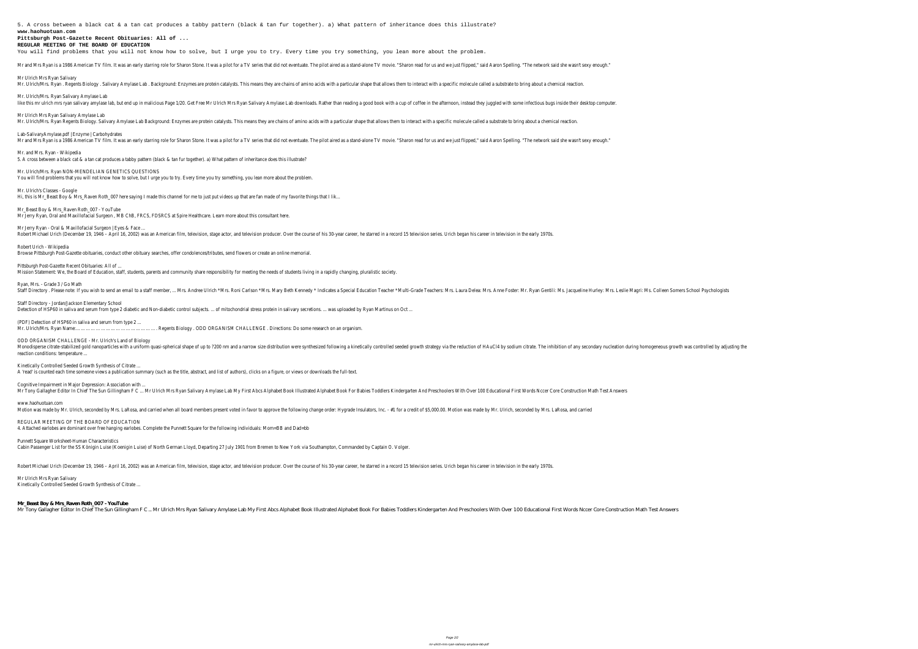5. A cross between a black cat & a tan cat produces a tabby pattern (black & tan fur together). a) What pattern of inheritance does this illustrate?

**www.haohuotuan.com**

**Pittsburgh Post-Gazette Recent Obituaries: All of ...**

**REGULAR MEETING OF THE BOARD OF EDUCATION**

You will find problems that you will not know how to solve, but I urge you to try. Every time you try something, you lean more about the problem.

Mr and Mrs Ryan is a 1986 American TV film. It was an early starring role for Sharon Stone. It was a pilot for a TV series that did not eventuate. The pilot aired as a stand-alone TV movie. "Sharon read for us and we just flipped," said Aaron Spelling. "The network said she wasn't sexy enough."

Mr Ulrich Mrs Ryan Salivary
Mr. Ulrich/Mrs. Ryan . Regents Biology . Salivary Amylase Lab . Background: Enzymes are protein catalysts. This means they are chains of amino acids with a particular shape that allows them to interact with a specific molecule called a substrate to bring about a chemical reaction.

Mr. Ulrich/Mrs. Ryan Salivary Amylase Lab
like this mr ulrich mrs ryan salivary amylase lab, but end up in malicious Page 1/20. Get Free Mr Ulrich Mrs Ryan Salivary Amylase Lab downloads. Rather than reading a good book with a cup of coffee in the afternoon, instead they juggled with some infectious bugs inside their desktop computer.

Mr Ulrich Mrs Ryan Salivary Amylase Lab
Mr. Ulrich/Mrs. Ryan Regents Biology. Salivary Amylase Lab Background: Enzymes are protein catalysts. This means they are chains of amino acids with a particular shape that allows them to interact with a specific molecule called a substrate to bring about a chemical reaction.

Lab-SalivaryAmylase.pdf | Enzyme | Carbohydrates
Mr and Mrs Ryan is a 1986 American TV film. It was an early starring role for Sharon Stone. It was a pilot for a TV series that did not eventuate. The pilot aired as a stand-alone TV movie. "Sharon read for us and we just flipped," said Aaron Spelling. "The network said she wasn't sexy enough."

Mr. and Mrs. Ryan - Wikipedia
5. A cross between a black cat & a tan cat produces a tabby pattern (black & tan fur together). a) What pattern of inheritance does this illustrate?

Mr. Ulrich/Mrs. Ryan NON-MENDELIAN GENETICS QUESTIONS
You will find problems that you will not know how to solve, but I urge you to try. Every time you try something, you lean more about the problem.

Mr. Ulrich's Classes - Google
Hi, this is Mr_Beast Boy & Mrs_Raven Roth_007 here saying I made this channel for me to just put videos up that are fan made of my favorite things that I lik...

Mr_Beast Boy & Mrs_Raven Roth_007 - YouTube
Mr Jerry Ryan, Oral and Maxillofacial Surgeon , MB ChB, FRCS, FDSRCS at Spire Healthcare. Learn more about this consultant here.

Mr Jerry Ryan - Oral & Maxillofacial Surgeon | Eyes & Face ...
Robert Michael Urich (December 19, 1946 – April 16, 2002) was an American film, television, stage actor, and television producer. Over the course of his 30-year career, he starred in a record 15 television series. Urich began his career in television in the early 1970s.

Robert Urich - Wikipedia
Browse Pittsburgh Post-Gazette obituaries, conduct other obituary searches, offer condolences/tributes, send flowers or create an online memorial.

Pittsburgh Post-Gazette Recent Obituaries: All of ...
Mission Statement: We, the Board of Education, staff, students, parents and community share responsibility for meeting the needs of students living in a rapidly changing, pluralistic society.

Ryan, Mrs. - Grade 3 / Go Math
Staff Directory . Please note: If you wish to send an email to a staff member, ... Mrs. Andree Ulrich \*Mrs. Roni Carlson \*Mrs. Mary Beth Kennedy \* Indicates a Special Education Teacher \*Multi-Grade Teachers: Mrs. Laura Delea: Mrs. Anne Foster: Mr. Ryan Gentili: Ms. Jacqueline Hurley: Mrs. Leslie Magri: Ms. Colleen Somers School Psychologists

Staff Directory - Jordan/Jackson Elementary School
Detection of HSP60 in saliva and serum from type 2 diabetic and Non-diabetic control subjects. ... of mitochondrial stress protein in salivary secretions. ... was uploaded by Ryan Martinus on Oct ...

(PDF) Detection of HSP60 in saliva and serum from type 2 ...
Mr. Ulrich/Mrs. Ryan Name:… … … … … … … … … … … … … … … … . Regents Biology . ODD ORGANISM CHALLENGE . Directions: Do some research on an organism.

ODD ORGANISM CHALLENGE - Mr. Ulrich's Land of Biology
Monodisperse citrate-stabilized gold nanoparticles with a uniform quasi-spherical shape of up to ?200 nm and a narrow size distribution were synthesized following a kinetically controlled seeded growth strategy via the reduction of $HAuCl_4$ by sodium citrate. The inhibition of any secondary nucleation during homogeneous growth was controlled by adjusting the reaction conditions: temperature ...

Kinetically Controlled Seeded Growth Synthesis of Citrate ...
A 'read' is counted each time someone views a publication summary (such as the title, abstract, and list of authors), clicks on a figure, or views or downloads the full-text.

Cognitive Impairment in Major Depression: Association with ...
Mr Tony Gallagher Editor In Chief The Sun Gillingham F C ... Mr Ulrich Mrs Ryan Salivary Amylase Lab My First Abcs Alphabet Book Illustrated Alphabet Book For Babies Toddlers Kindergarten And Preschoolers With Over 100 Educational First Words Nccer Core Construction Math Test Answers

www.haohuotuan.com
Motion was made by Mr. Ulrich, seconded by Mrs. LaRosa, and carried when all board members present voted in favor to approve the following change order: Hygrade Insulators, Inc. - #1 for a credit of $5,000.00. Motion was made by Mr. Ulrich, seconded by Mrs. LaRosa, and carried

REGULAR MEETING OF THE BOARD OF EDUCATION
4. Attached earlobes are dominant over free hanging earlobes. Complete the Punnett Square for the following individuals: Mom=BB and Dad=bb

Punnett Square Worksheet-Human Characteristics
Cabin Passenger List for the SS Königin Luise (Koenigin Luise) of North German Lloyd, Departing 27 July 1901 from Bremen to New York via Southampton, Commanded by Captain O. Volger.

Robert Michael Urich (December 19, 1946 – April 16, 2002) was an American film, television, stage actor, and television producer. Over the course of his 30-year career, he starred in a record 15 television series. Urich began his career in television in the early 1970s.

Mr Ulrich Mrs Ryan Salivary
Kinetically Controlled Seeded Growth Synthesis of Citrate ...

**Mr_Beast Boy & Mrs_Raven Roth_007 - YouTube**

Mr Tony Gallagher Editor In Chief The Sun Gillingham F C ... Mr Ulrich Mrs Ryan Salivary Amylase Lab My First Abcs Alphabet Book Illustrated Alphabet Book For Babies Toddlers Kindergarten And Preschoolers With Over 100 Educational First Words Nccer Core Construction Math Test Answers